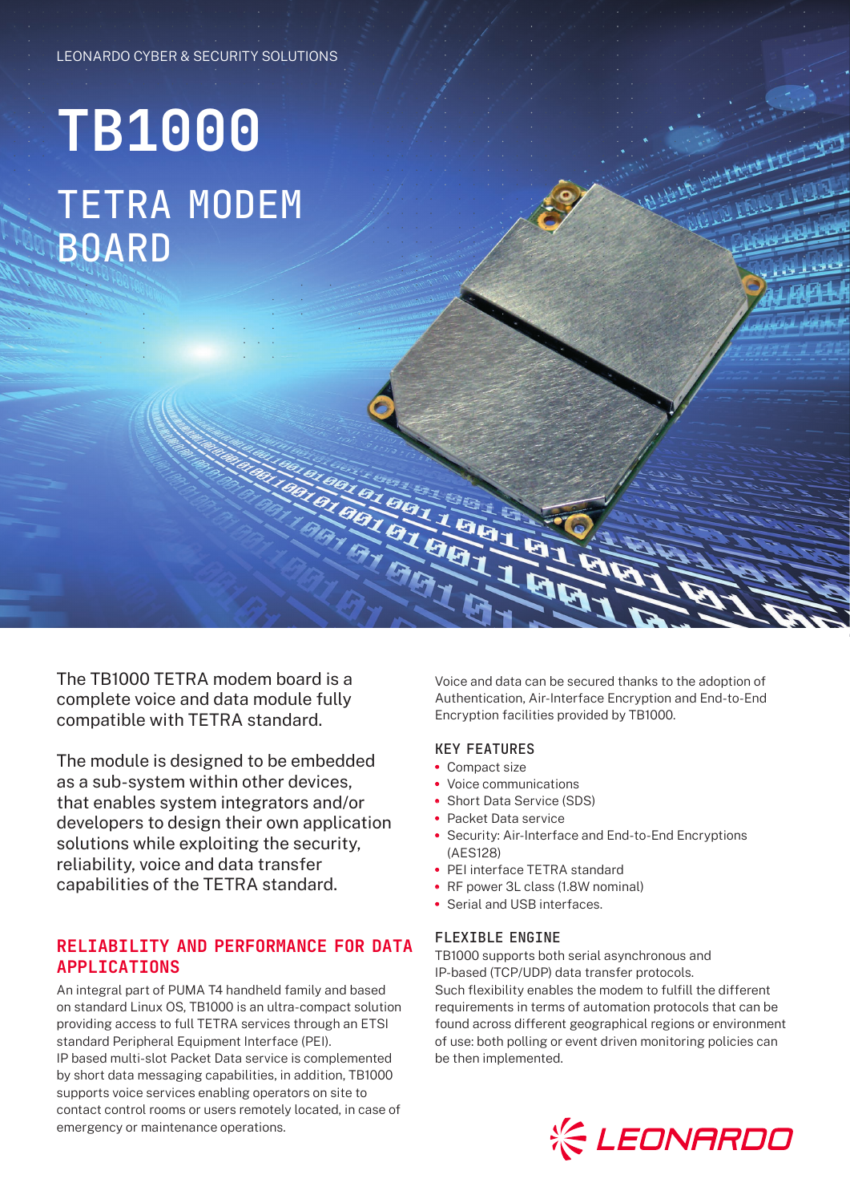LEONARDO CYBER & SECURITY SOLUTIONS

# TB1000

## TETRA MODEM BOARD

The TB1000 TETRA modem board is a complete voice and data module fully compatible with TETRA standard.

The module is designed to be embedded as a sub-system within other devices, that enables system integrators and/or developers to design their own application solutions while exploiting the security, reliability, voice and data transfer capabilities of the TETRA standard.

### RELIABILITY AND PERFORMANCE FOR DATA APPLICATIONS

An integral part of PUMA T4 handheld family and based on standard Linux OS, TB1000 is an ultra-compact solution providing access to full TETRA services through an ETSI standard Peripheral Equipment Interface (PEI).
IP based multi-slot Packet Data service is complemented by short data messaging capabilities, in addition, TB1000 supports voice services enabling operators on site to contact control rooms or users remotely located, in case of emergency or maintenance operations.

Voice and data can be secured thanks to the adoption of Authentication, Air-Interface Encryption and End-to-End Encryption facilities provided by TB1000.

### KEY FEATURES

- Compact size
- Voice communications
- Short Data Service (SDS)
- Packet Data service
- Security: Air-Interface and End-to-End Encryptions (AES128)
- PEI interface TETRA standard
- RF power 3L class (1.8W nominal)
- Serial and USB interfaces.

### FLEXIBLE ENGINE

TB1000 supports both serial asynchronous and IP-based (TCP/UDP) data transfer protocols.
Such flexibility enables the modem to fulfill the different requirements in terms of automation protocols that can be found across different geographical regions or environment of use: both polling or event driven monitoring policies can be then implemented.

LEONARDO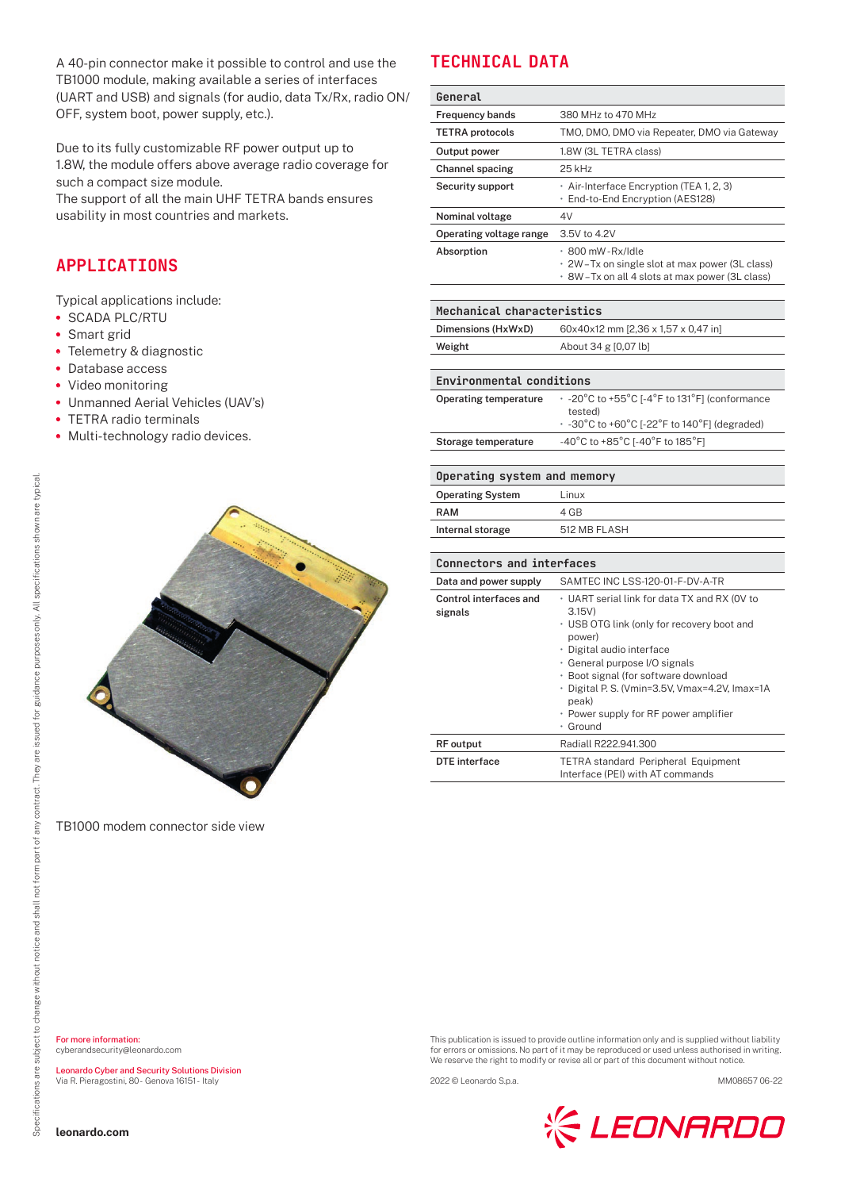A 40-pin connector make it possible to control and use the TB1000 module, making available a series of interfaces (UART and USB) and signals (for audio, data Tx/Rx, radio ON/OFF, system boot, power supply, etc.).

Due to its fully customizable RF power output up to 1.8W, the module offers above average radio coverage for such a compact size module.
The support of all the main UHF TETRA bands ensures usability in most countries and markets.

## APPLICATIONS

Typical applications include:

- SCADA PLC/RTU
- Smart grid
- Telemetry & diagnostic
- Database access
- Video monitoring
- Unmanned Aerial Vehicles (UAV's)
- TETRA radio terminals
- Multi-technology radio devices.

TB1000 modem connector side view

## TECHNICAL DATA

| General | |
|---|---|
| Frequency bands | 380 MHz to 470 MHz |
| TETRA protocols | TMO, DMO, DMO via Repeater, DMO via Gateway |
| Output power | 1.8W (3L TETRA class) |
| Channel spacing | 25 kHz |
| Security support | • Air-Interface Encryption (TEA 1, 2, 3)<br>• End-to-End Encryption (AES128) |
| Nominal voltage | 4V |
| Operating voltage range | 3.5V to 4.2V |
| Absorption | • 800 mW - Rx/Idle<br>• 2W - Tx on single slot at max power (3L class)<br>• 8W - Tx on all 4 slots at max power (3L class) |

| Mechanical characteristics | |
|---|---|
| Dimensions (HxWxD) | 60x40x12 mm [2,36 x 1,57 x 0,47 in] |
| Weight | About 34 g [0,07 lb] |

| Environmental conditions | |
|---|---|
| Operating temperature | • -20°C to +55°C [-4°F to 131°F] (conformance tested)<br>• -30°C to +60°C [-22°F to 140°F] (degraded) |
| Storage temperature | -40°C to +85°C [-40°F to 185°F] |

| Operating system and memory | |
|---|---|
| Operating System | Linux |
| RAM | 4 GB |
| Internal storage | 512 MB FLASH |

| Connectors and interfaces | |
|---|---|
| Data and power supply | SAMTEC INC LSS-120-01-F-DV-A-TR |
| Control interfaces and signals | • UART serial link for data TX and RX (0V to 3.15V)<br>• USB OTG link (only for recovery boot and power)<br>• Digital audio interface<br>• General purpose I/O signals<br>• Boot signal (for software download<br>• Digital P. S. (Vmin=3.5V, Vmax=4.2V, Imax=1A peak)<br>• Power supply for RF power amplifier<br>• Ground |
| RF output | Radiall R222.941.300 |
| DTE interface | TETRA standard Peripheral Equipment Interface (PEI) with AT commands |

For more information:
cyberandsecurity@leonardo.com

Leonardo Cyber and Security Solutions Division
Via R. Pieragostini, 80 - Genova 16151 - Italy

This publication is issued to provide outline information only and is supplied without liability for errors or omissions. No part of it may be reproduced or used unless authorised in writing. We reserve the right to modify or revise all or part of this document without notice.

2022 © Leonardo S.p.a.

MM08657 06-22

Specifications are subject to change without notice and shall not form part of any contract. They are issued for guidance purposes only. All specifications shown are typical.

**leonardo.com**